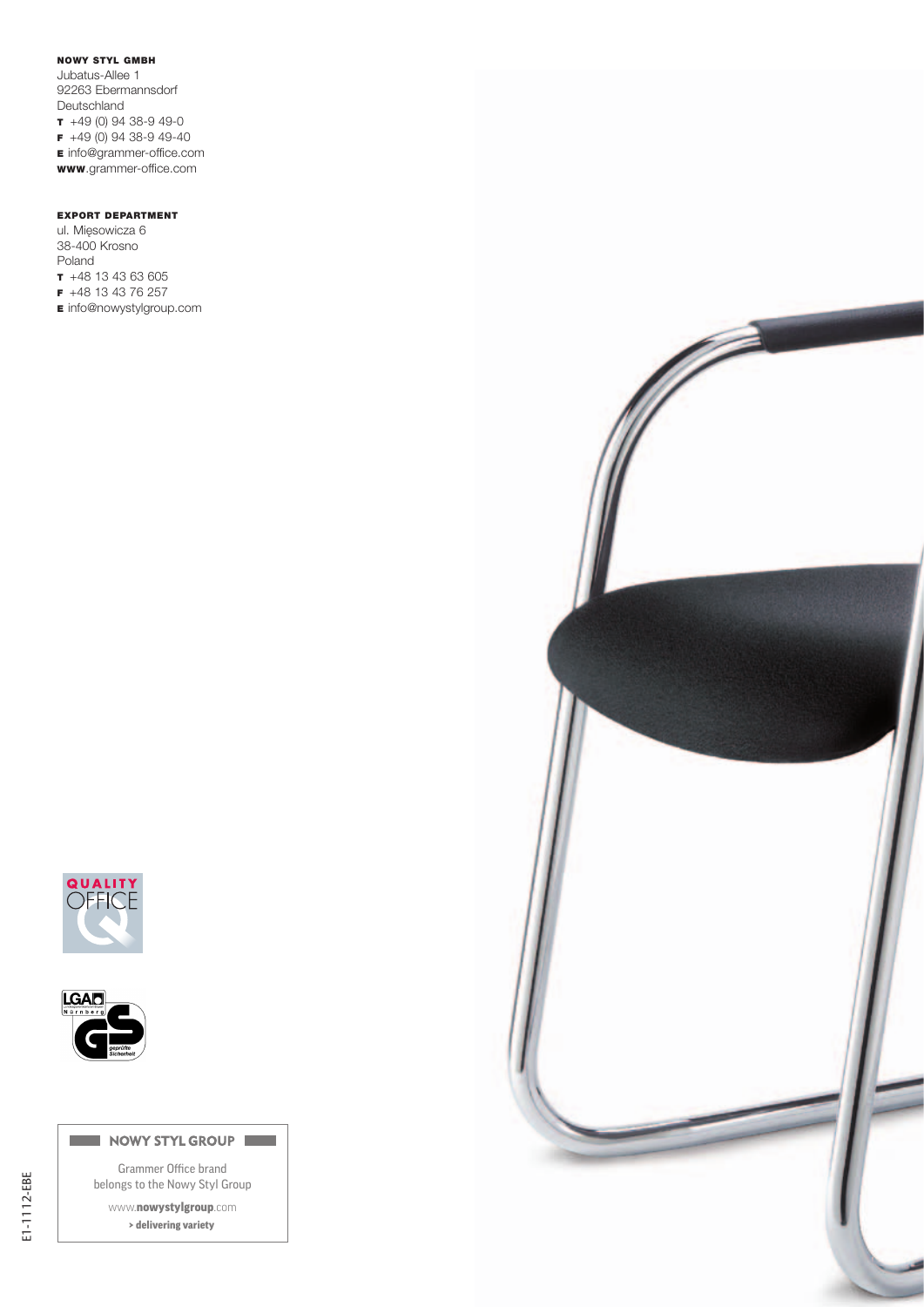**NOWY STYL GMBH**
Jubatus-Allee 1
92263 Ebermannsdorf
Deutschland
**T** +49 (0) 94 38-9 49-0
**F** +49 (0) 94 38-9 49-40
**E** info@grammer-office.com
**WWW**.grammer-office.com

**EXPORT DEPARTMENT**
ul. Mięsowicza 6
38-400 Krosno
Poland
**T** +48 13 43 63 605
**F** +48 13 43 76 257
**E** info@nowystylgroup.com

QUALITY OFFICE

LGA Nürnberg GS geprüfte Sicherheit

**NOWY STYL GROUP**

Grammer Office brand
belongs to the Nowy Styl Group

www.**nowystylgroup**.com
**> delivering variety**

E1-1112-EBE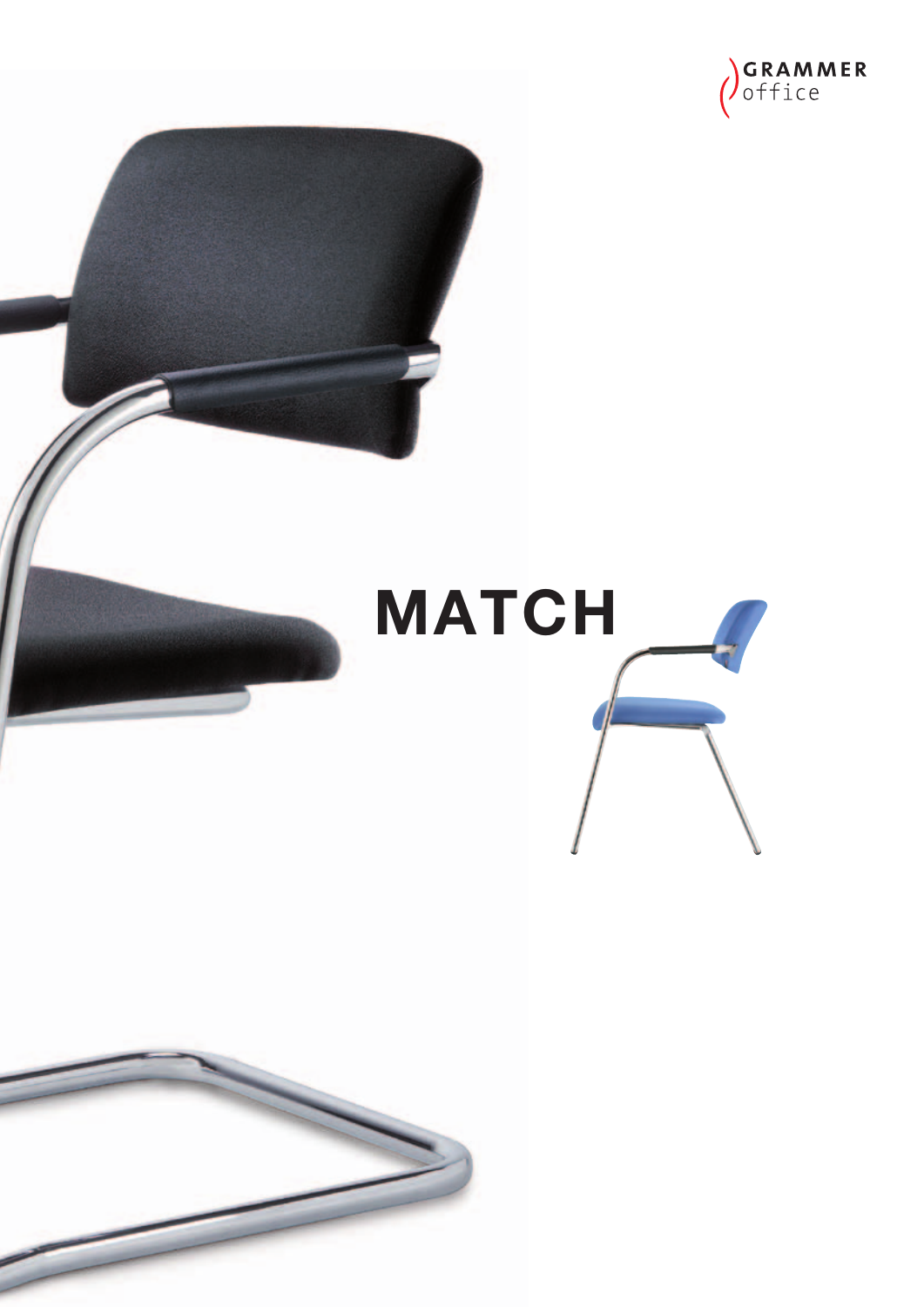GRAMMER
office

# MATCH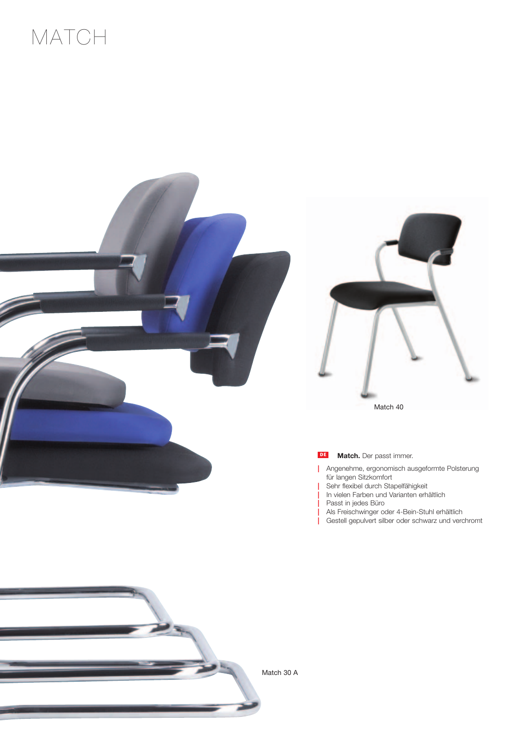# MATCH

Match 40

**DE** **Match.** Der passt immer.

- Angenehme, ergonomisch ausgeformte Polsterung für langen Sitzkomfort
- Sehr flexibel durch Stapelfähigkeit
- In vielen Farben und Varianten erhältlich
- Passt in jedes Büro
- Als Freischwinger oder 4-Bein-Stuhl erhältlich
- Gestell gepulvert silber oder schwarz und verchromt

Match 30 A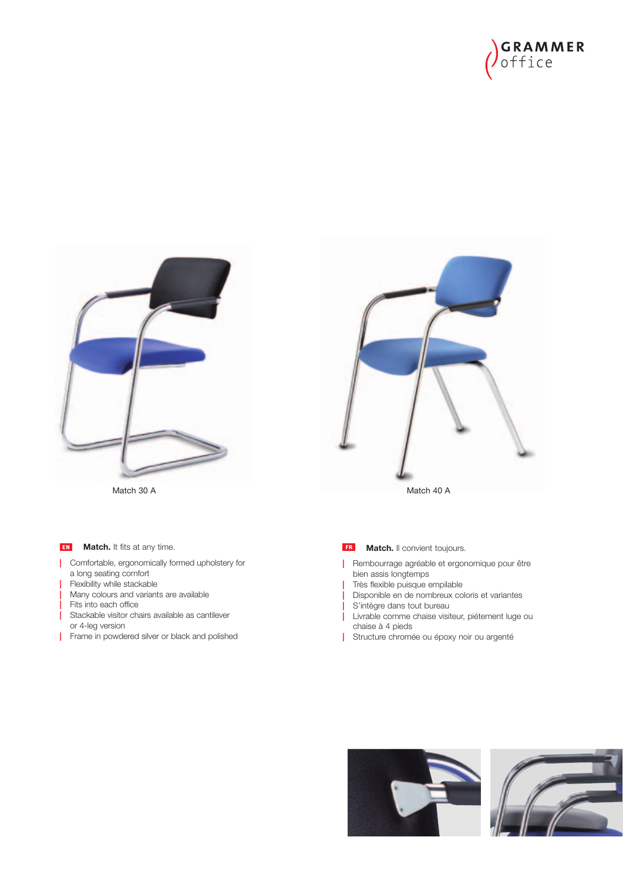GRAMMER office

Match 30 A

Match 40 A

EN **Match.** It fits at any time.

- Comfortable, ergonomically formed upholstery for a long seating comfort
- Flexibility while stackable
- Many colours and variants are available
- Fits into each office
- Stackable visitor chairs available as cantilever or 4-leg version
- Frame in powdered silver or black and polished

FR **Match.** Il convient toujours.

- Rembourrage agréable et ergonomique pour être bien assis longtemps
- Très flexible puisque empilable
- Disponible en de nombreux coloris et variantes
- S'intègre dans tout bureau
- Livrable comme chaise visiteur, piétement luge ou chaise à 4 pieds
- Structure chromée ou époxy noir ou argenté